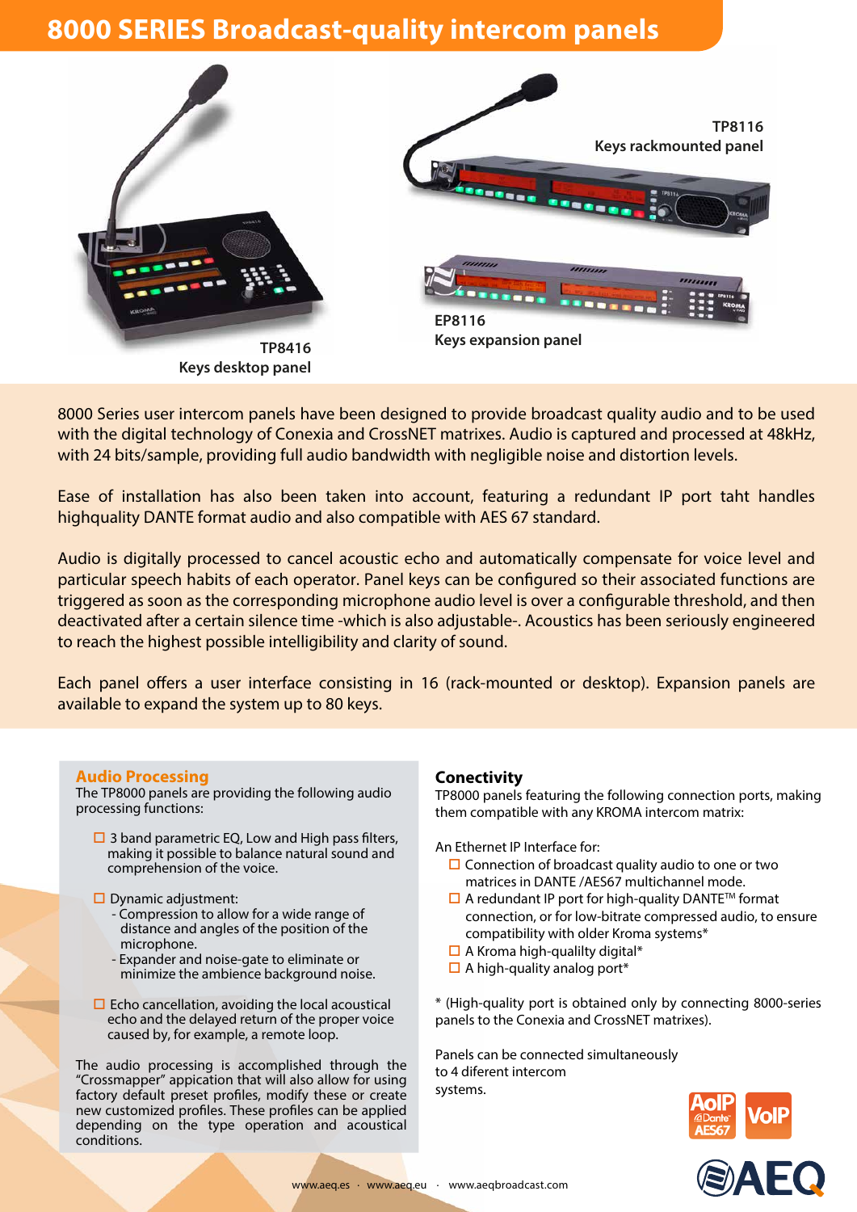# 8000 SERIES Broadcast-quality intercom panels

**TP8116**
Keys rackmounted panel

**TP8416**
Keys desktop panel

**EP8116**
Keys expansion panel

8000 Series user intercom panels have been designed to provide broadcast quality audio and to be used with the digital technology of Conexia and CrossNET matrixes. Audio is captured and processed at 48kHz, with 24 bits/sample, providing full audio bandwidth with negligible noise and distortion levels.

Ease of installation has also been taken into account, featuring a redundant IP port taht handles highquality DANTE format audio and also compatible with AES 67 standard.

Audio is digitally processed to cancel acoustic echo and automatically compensate for voice level and particular speech habits of each operator. Panel keys can be configured so their associated functions are triggered as soon as the corresponding microphone audio level is over a configurable threshold, and then deactivated after a certain silence time -which is also adjustable-. Acoustics has been seriously engineered to reach the highest possible intelligibility and clarity of sound.

Each panel offers a user interface consisting in 16 (rack-mounted or desktop). Expansion panels are available to expand the system up to 80 keys.

## Audio Processing

The TP8000 panels are providing the following audio processing functions:

- 3 band parametric EQ, Low and High pass filters, making it possible to balance natural sound and comprehension of the voice.
- Dynamic adjustment:
  - Compression to allow for a wide range of distance and angles of the position of the microphone.
  - Expander and noise-gate to eliminate or minimize the ambience background noise.
- Echo cancellation, avoiding the local acoustical echo and the delayed return of the proper voice caused by, for example, a remote loop.

The audio processing is accomplished through the "Crossmapper" appication that will also allow for using factory default preset profiles, modify these or create new customized profiles. These profiles can be applied depending on the type operation and acoustical conditions.

## Conectivity

TP8000 panels featuring the following connection ports, making them compatible with any KROMA intercom matrix:

An Ethernet IP Interface for:

- Connection of broadcast quality audio to one or two matrices in DANTE /AES67 multichannel mode.
- A redundant IP port for high-quality DANTE™ format connection, or for low-bitrate compressed audio, to ensure compatibility with older Kroma systems*
- A Kroma high-qualilty digital*
- A high-quality analog port*

* (High-quality port is obtained only by connecting 8000-series panels to the Conexia and CrossNET matrixes).

Panels can be connected simultaneously to 4 diferent intercom systems.

AoIP @Dante AES67 · VoIP

www.aeq.es · www.aeq.eu · www.aeqbroadcast.com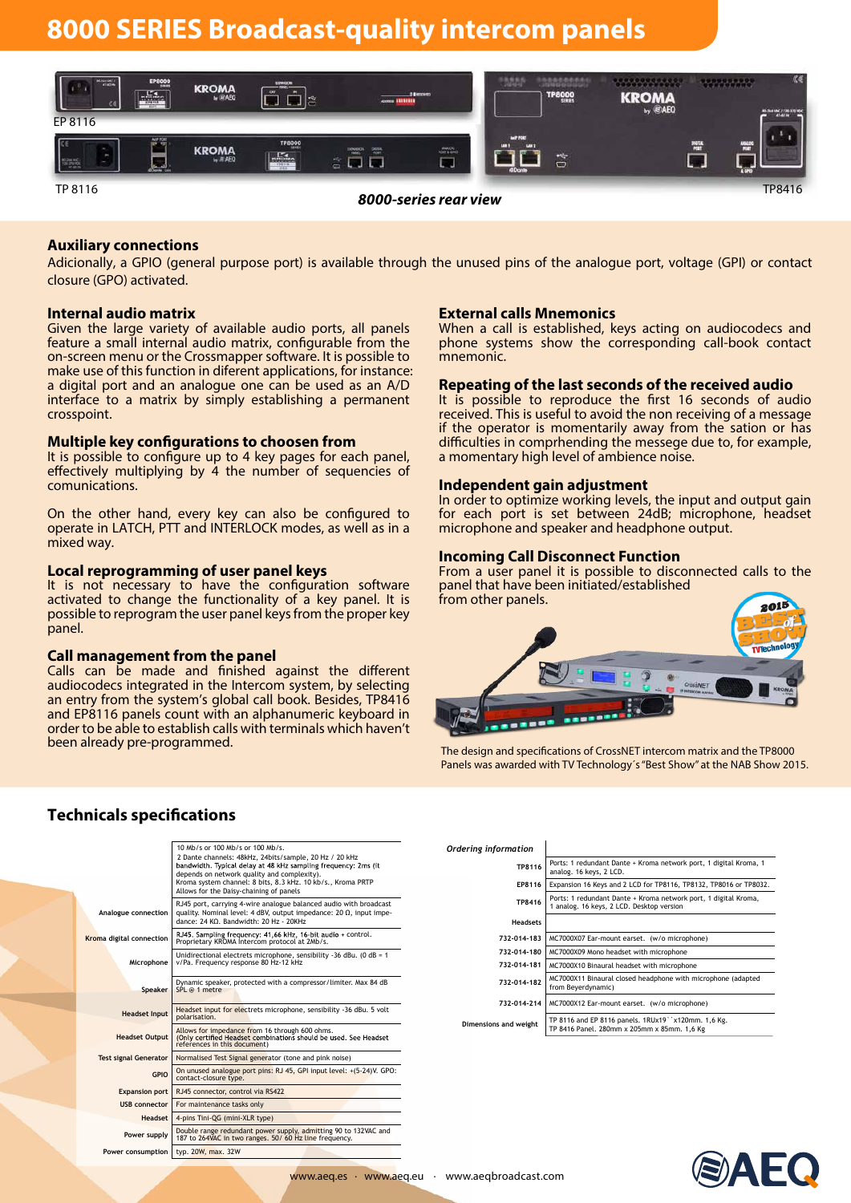# 8000 SERIES Broadcast-quality intercom panels

EP 8116

TP 8116

TP8416

*8000-series rear view*

### Auxiliary connections

Adicionally, a GPIO (general purpose port) is available through the unused pins of the analogue port, voltage (GPI) or contact closure (GPO) activated.

### Internal audio matrix

Given the large variety of available audio ports, all panels feature a small internal audio matrix, configurable from the on-screen menu or the Crossmapper software. It is possible to make use of this function in diferent applications, for instance: a digital port and an analogue one can be used as an A/D interface to a matrix by simply establishing a permanent crosspoint.

### Multiple key configurations to choosen from

It is possible to configure up to 4 key pages for each panel, effectively multiplying by 4 the number of sequencies of comunications.

On the other hand, every key can also be configured to operate in LATCH, PTT and INTERLOCK modes, as well as in a mixed way.

### Local reprogramming of user panel keys

It is not necessary to have the configuration software activated to change the functionality of a key panel. It is possible to reprogram the user panel keys from the proper key panel.

### Call management from the panel

Calls can be made and finished against the different audiocodecs integrated in the Intercom system, by selecting an entry from the system's global call book. Besides, TP8416 and EP8116 panels count with an alphanumeric keyboard in order to be able to establish calls with terminals which haven't been already pre-programmed.

### External calls Mnemonics

When a call is established, keys acting on audiocodecs and phone systems show the corresponding call-book contact mnemonic.

### Repeating of the last seconds of the received audio

It is possible to reproduce the first 16 seconds of audio received. This is useful to avoid the non receiving of a message if the operator is momentarily away from the sation or has difficulties in comprhending the messege due to, for example, a momentary high level of ambience noise.

### Independent gain adjustment

In order to optimize working levels, the input and output gain for each port is set between 24dB; microphone, headset microphone and speaker and headphone output.

### Incoming Call Disconnect Function

From a user panel it is possible to disconnected calls to the panel that have been initiated/established from other panels.

The design and specifications of CrossNET intercom matrix and the TP8000 Panels was awarded with TV Technology´s "Best Show" at the NAB Show 2015.

## Technicals specifications

| | |
|---|---|
| | 10 Mb/s or 100 Mb/s or 100 Mb/s. 2 Dante channels: 48kHz, 24bits/sample, 20 Hz / 20 kHz bandwidth. Typical delay at 48 kHz sampling frequency: 2ms (it depends on network quality and complexity). Kroma system channel: 8 bits, 8.3 kHz. 10 kb/s., Kroma PRTP Allows for the Daisy-chaining of panels |
| Analogue connection | RJ45 port, carrying 4-wire analogue balanced audio with broadcast quality. Nominal level: 4 dBV, output impedance: 20 Ω, input impedance: 24 KΩ. Bandwidth: 20 Hz - 20KHz |
| Kroma digital connection | RJ45. Sampling frequency: 41,66 kHz, 16-bit audio + control. Proprietary KROMA intercom protocol at 2Mb/s. |
| Microphone | Unidirectional electrets microphone, sensibility -36 dBu. (0 dB = 1 v/Pa. Frequency response 80 Hz-12 kHz |
| Speaker | Dynamic speaker, protected with a compressor/limiter. Max 84 dB SPL @ 1 metre |
| Headset Input | Headset input for electrets microphone, sensibility -36 dBu. 5 volt polarisation. |
| Headset Output | Allows for impedance from 16 through 600 ohms. (Only certified Headset combinations should be used. See Headset references in this document) |
| Test signal Generator | Normalised Test Signal generator (tone and pink noise) |
| GPIO | On unused analogue port pins: RJ 45, GPI input level: +(5-24)V. GPO: contact-closure type. |
| Expansion port | RJ45 connector, control via RS422 |
| USB connector | For maintenance tasks only |
| Headset | 4-pins Tini-QG (mini-XLR type) |
| Power supply | Double range redundant power supply, admitting 90 to 132VAC and 187 to 264VAC in two ranges. 50/ 60 Hz line frequency. |
| Power consumption | typ. 20W, max. 32W |

| *Ordering information* | |
|---|---|
| TP8116 | Ports: 1 redundant Dante + Kroma network port, 1 digital Kroma, 1 analog. 16 keys, 2 LCD. |
| EP8116 | Expansion 16 Keys and 2 LCD for TP8116, TP8132, TP8016 or TP8032. |
| TP8416 | Ports: 1 redundant Dante + Kroma network port, 1 digital Kroma, 1 analog. 16 keys, 2 LCD. Desktop version |
| Headsets | |
| 732-014-183 | MC7000X07 Ear-mount earset. (w/o microphone) |
| 732-014-180 | MC7000X09 Mono headset with microphone |
| 732-014-181 | MC7000X10 Binaural headset with microphone |
| 732-014-182 | MC7000X11 Binaural closed headphone with microphone (adapted from Beyerdynamic) |
| 732-014-214 | MC7000X12 Ear-mount earset. (w/o microphone) |
| Dimensions and weight | TP 8116 and EP 8116 panels. 1RUx19´´x120mm. 1,6 Kg. TP 8416 Panel. 280mm x 205mm x 85mm. 1,6 Kg |

www.aeq.es · www.aeq.eu · www.aeqbroadcast.com